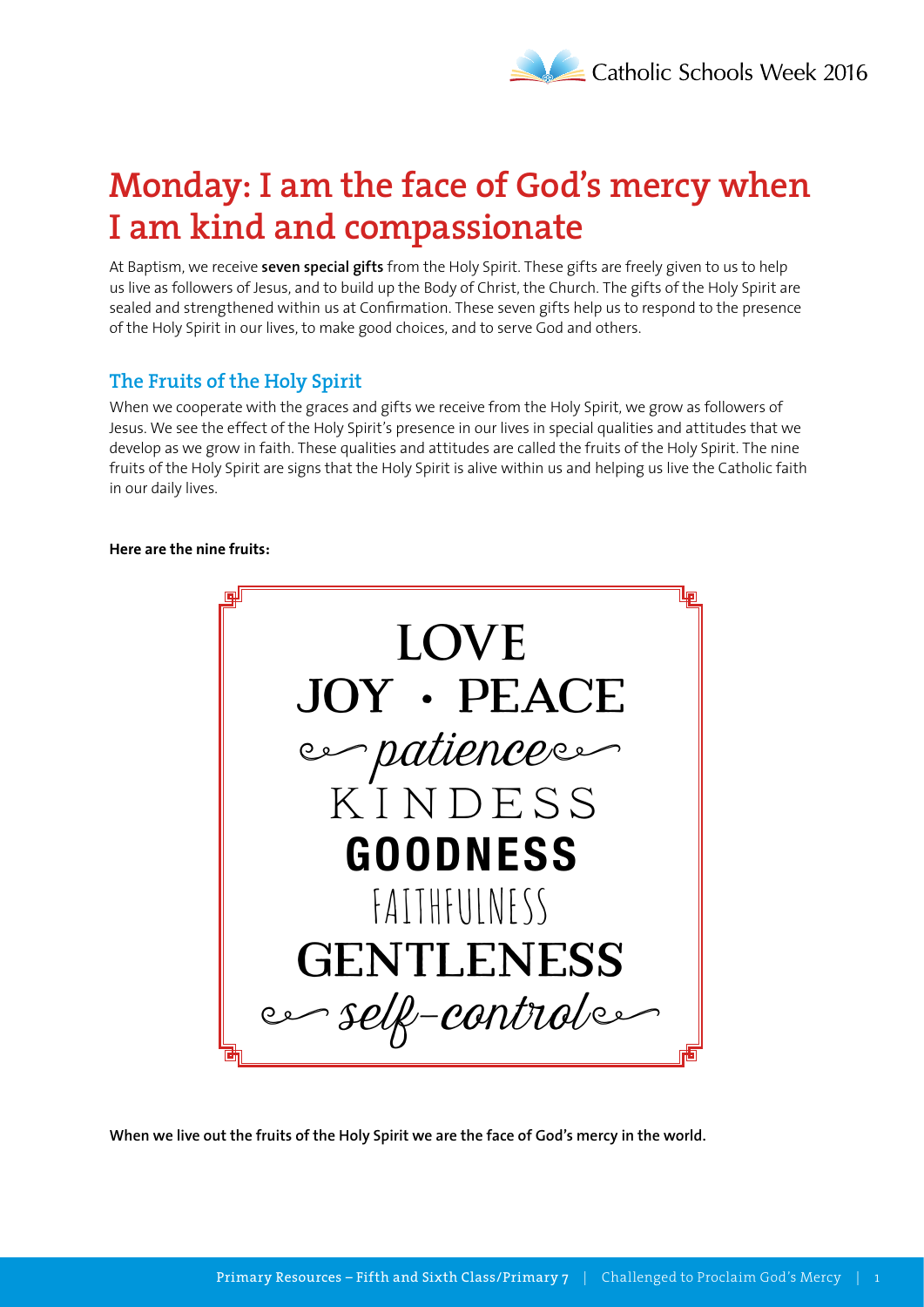# Monday: I am the face of God's mercy when I am kind and compassionate

At Baptism, we receive **seven special gifts** from the Holy Spirit. These gifts are freely given to us to help us live as followers of Jesus, and to build up the Body of Christ, the Church. The gifts of the Holy Spirit are sealed and strengthened within us at Confirmation. These seven gifts help us to respond to the presence of the Holy Spirit in our lives, to make good choices, and to serve God and others.

## The Fruits of the Holy Spirit

When we cooperate with the graces and gifts we receive from the Holy Spirit, we grow as followers of Jesus. We see the effect of the Holy Spirit's presence in our lives in special qualities and attitudes that we develop as we grow in faith. These qualities and attitudes are called the fruits of the Holy Spirit. The nine fruits of the Holy Spirit are signs that the Holy Spirit is alive within us and helping us live the Catholic faith in our daily lives.

**Here are the nine fruits:**

LOVE

JOY • PEACE

*patience*

KINDESS

**GOODNESS**

FAITHFULNESS

**GENTLENESS**

*self-control*

**When we live out the fruits of the Holy Spirit we are the face of God's mercy in the world.**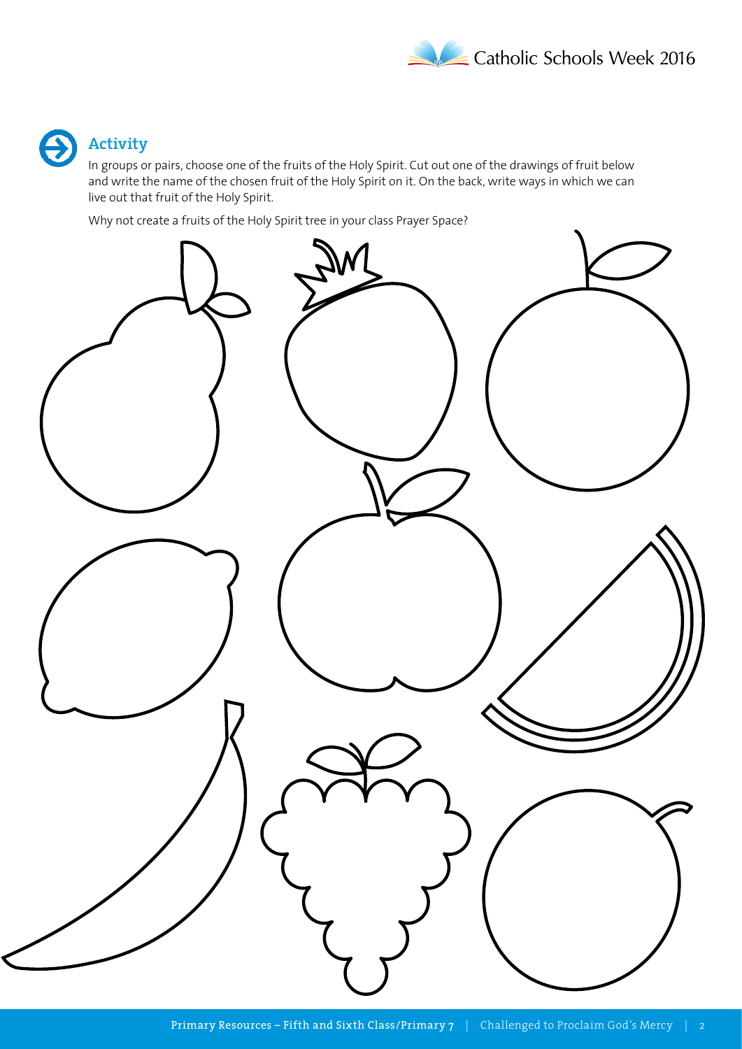## Activity

In groups or pairs, choose one of the fruits of the Holy Spirit. Cut out one of the drawings of fruit below and write the name of the chosen fruit of the Holy Spirit on it. On the back, write ways in which we can live out that fruit of the Holy Spirit.

Why not create a fruits of the Holy Spirit tree in your class Prayer Space?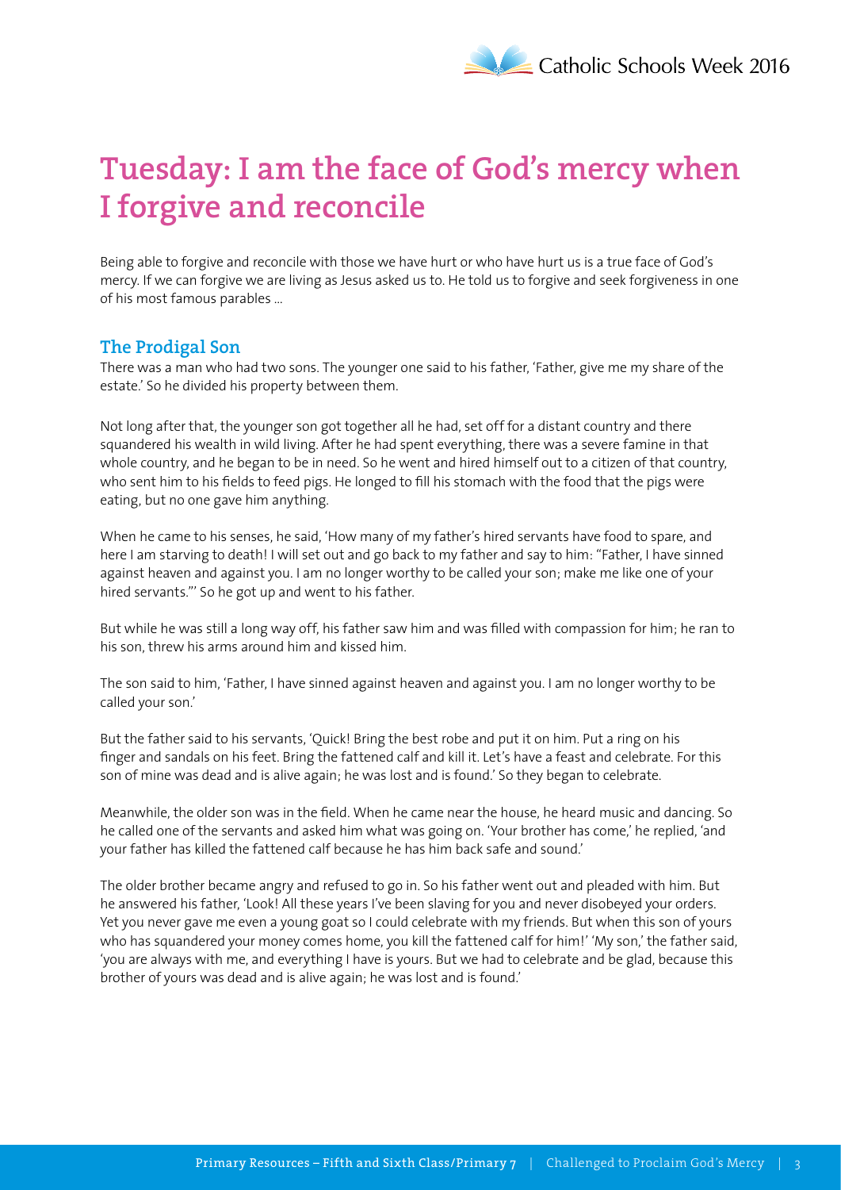# Tuesday: I am the face of God's mercy when I forgive and reconcile

Being able to forgive and reconcile with those we have hurt or who have hurt us is a true face of God's mercy. If we can forgive we are living as Jesus asked us to. He told us to forgive and seek forgiveness in one of his most famous parables …

## The Prodigal Son

There was a man who had two sons. The younger one said to his father, 'Father, give me my share of the estate.' So he divided his property between them.

Not long after that, the younger son got together all he had, set off for a distant country and there squandered his wealth in wild living. After he had spent everything, there was a severe famine in that whole country, and he began to be in need. So he went and hired himself out to a citizen of that country, who sent him to his fields to feed pigs. He longed to fill his stomach with the food that the pigs were eating, but no one gave him anything.

When he came to his senses, he said, 'How many of my father's hired servants have food to spare, and here I am starving to death! I will set out and go back to my father and say to him: "Father, I have sinned against heaven and against you. I am no longer worthy to be called your son; make me like one of your hired servants."' So he got up and went to his father.

But while he was still a long way off, his father saw him and was filled with compassion for him; he ran to his son, threw his arms around him and kissed him.

The son said to him, 'Father, I have sinned against heaven and against you. I am no longer worthy to be called your son.'

But the father said to his servants, 'Quick! Bring the best robe and put it on him. Put a ring on his finger and sandals on his feet. Bring the fattened calf and kill it. Let's have a feast and celebrate. For this son of mine was dead and is alive again; he was lost and is found.' So they began to celebrate.

Meanwhile, the older son was in the field. When he came near the house, he heard music and dancing. So he called one of the servants and asked him what was going on. 'Your brother has come,' he replied, 'and your father has killed the fattened calf because he has him back safe and sound.'

The older brother became angry and refused to go in. So his father went out and pleaded with him. But he answered his father, 'Look! All these years I've been slaving for you and never disobeyed your orders. Yet you never gave me even a young goat so I could celebrate with my friends. But when this son of yours who has squandered your money comes home, you kill the fattened calf for him!' 'My son,' the father said, 'you are always with me, and everything I have is yours. But we had to celebrate and be glad, because this brother of yours was dead and is alive again; he was lost and is found.'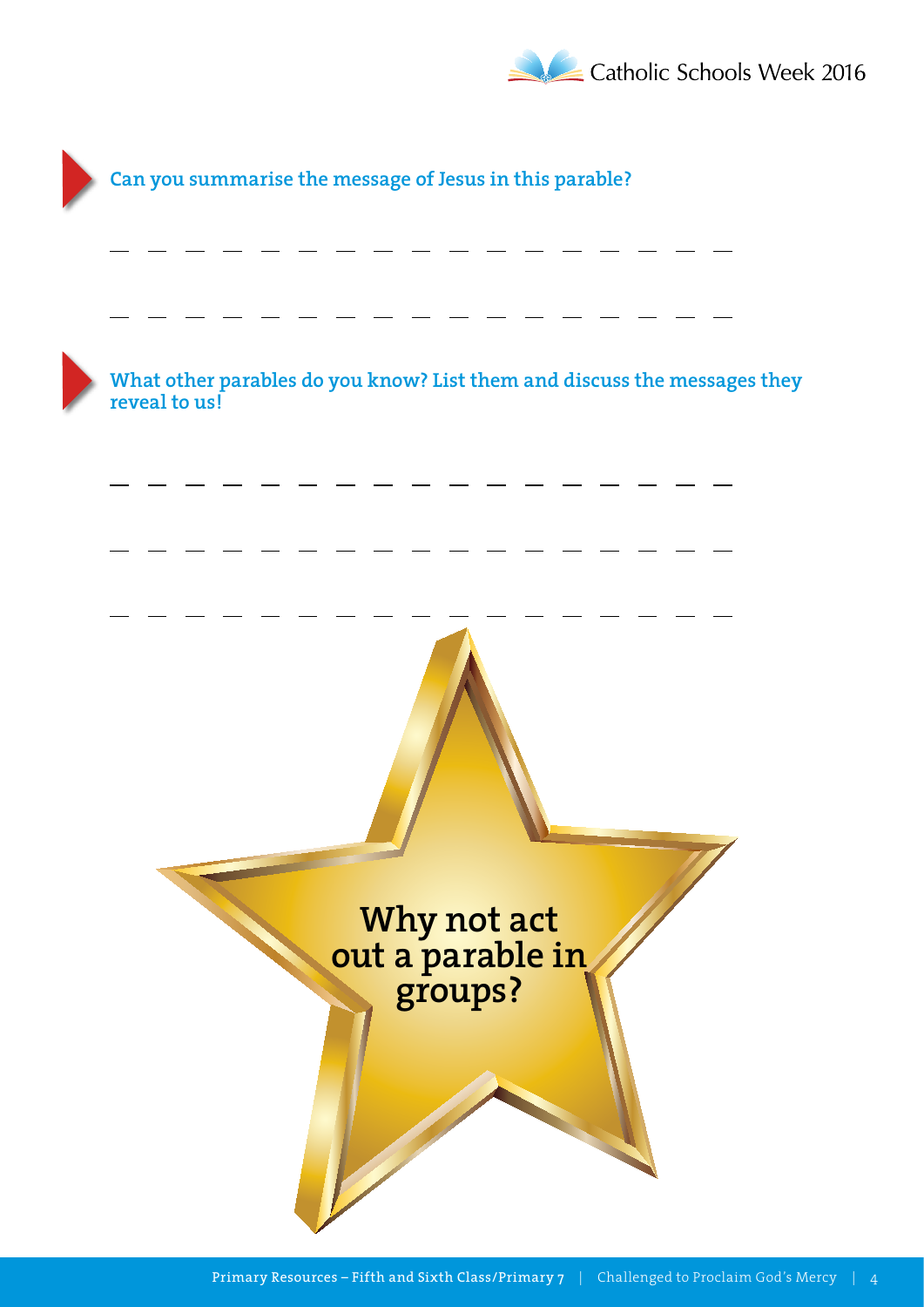**Can you summarise the message of Jesus in this parable?**

\_ \_ \_ \_ \_ \_ \_ \_ \_ \_ \_ \_ \_ \_ \_ \_ \_

\_ \_ \_ \_ \_ \_ \_ \_ \_ \_ \_ \_ \_ \_ \_ \_ \_

**What other parables do you know? List them and discuss the messages they reveal to us!**

\_ \_ \_ \_ \_ \_ \_ \_ \_ \_ \_ \_ \_ \_ \_ \_ \_

\_ \_ \_ \_ \_ \_ \_ \_ \_ \_ \_ \_ \_ \_ \_ \_ \_

\_ \_ \_ \_ \_ \_ \_ \_ \_ \_ \_ \_ \_ \_ \_ \_ \_

**Why not act out a parable in groups?**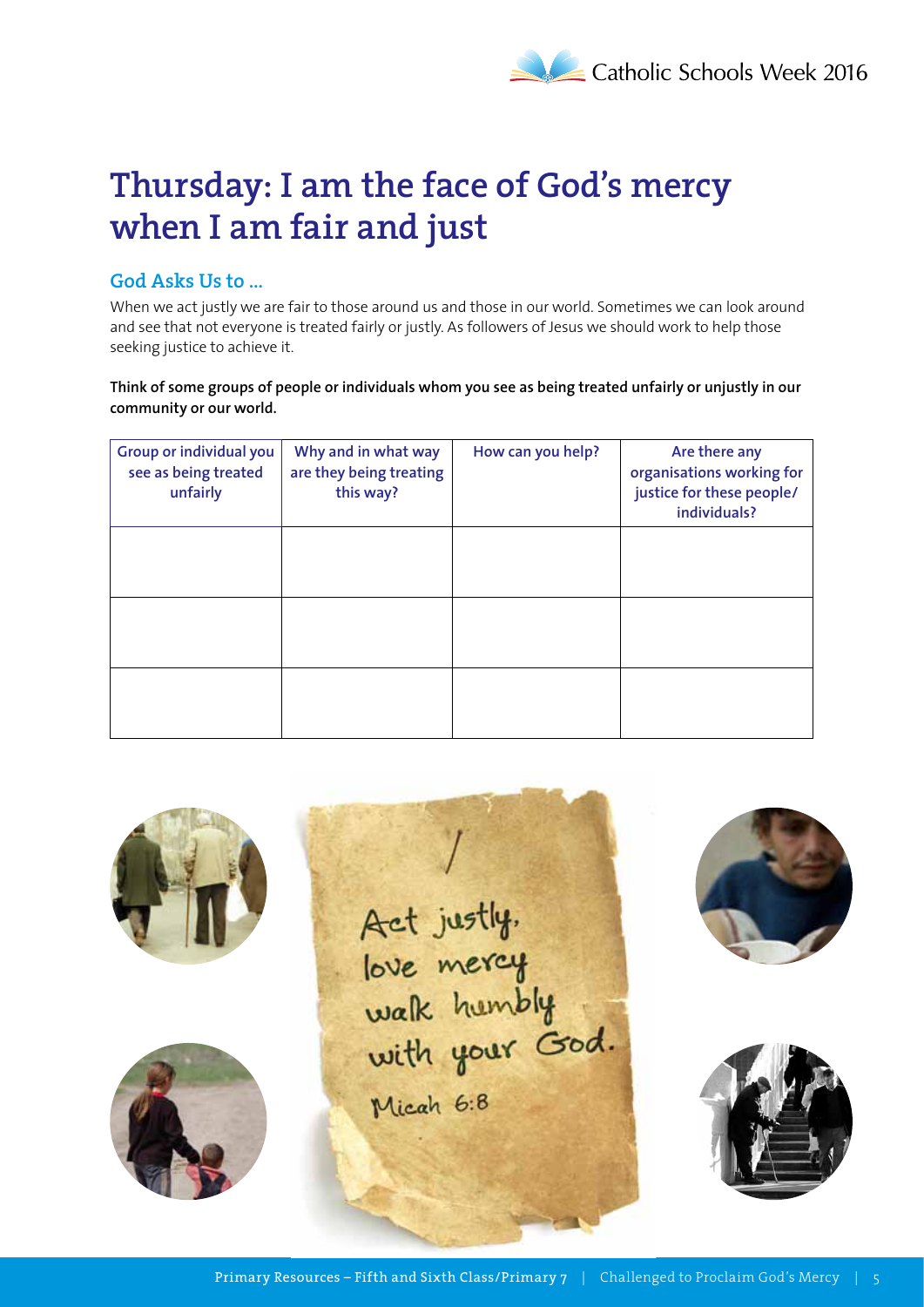# Thursday: I am the face of God's mercy when I am fair and just

## God Asks Us to ...

When we act justly we are fair to those around us and those in our world. Sometimes we can look around and see that not everyone is treated fairly or justly. As followers of Jesus we should work to help those seeking justice to achieve it.

**Think of some groups of people or individuals whom you see as being treated unfairly or unjustly in our community or our world.**

| Group or individual you see as being treated unfairly | Why and in what way are they being treating this way? | How can you help? | Are there any organisations working for justice for these people/ individuals? |
|---|---|---|---|
| | | | |
| | | | |
| | | | |

Act justly, love mercy walk humbly with your God.
Micah 6:8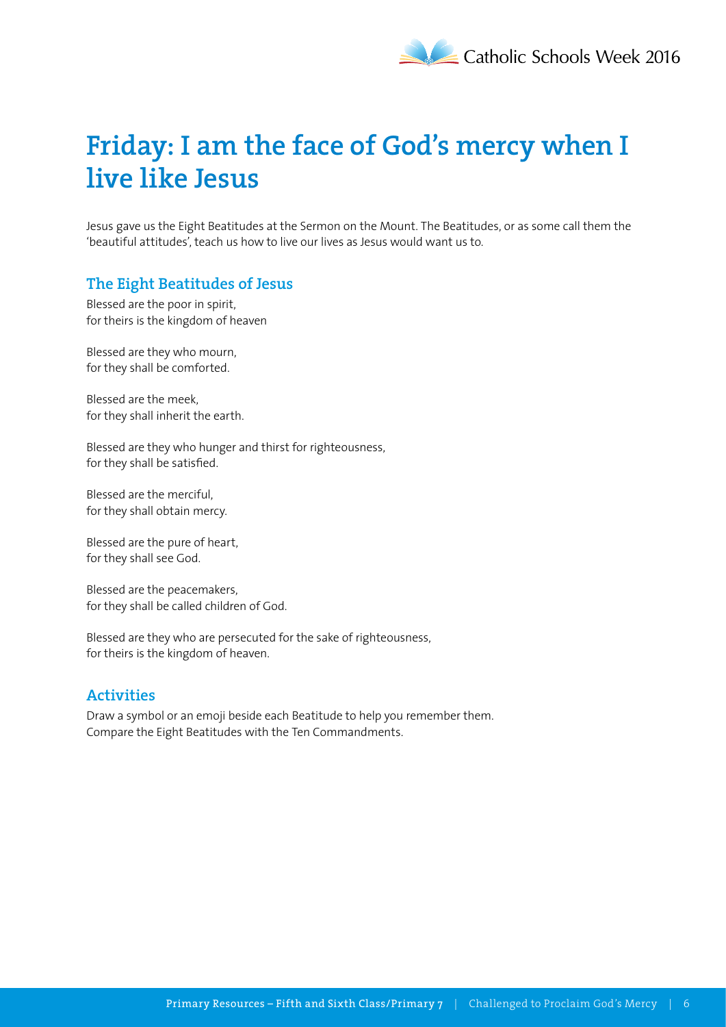# Friday: I am the face of God's mercy when I live like Jesus

Jesus gave us the Eight Beatitudes at the Sermon on the Mount. The Beatitudes, or as some call them the 'beautiful attitudes', teach us how to live our lives as Jesus would want us to.

## The Eight Beatitudes of Jesus

Blessed are the poor in spirit,
for theirs is the kingdom of heaven

Blessed are they who mourn,
for they shall be comforted.

Blessed are the meek,
for they shall inherit the earth.

Blessed are they who hunger and thirst for righteousness,
for they shall be satisfied.

Blessed are the merciful,
for they shall obtain mercy.

Blessed are the pure of heart,
for they shall see God.

Blessed are the peacemakers,
for they shall be called children of God.

Blessed are they who are persecuted for the sake of righteousness,
for theirs is the kingdom of heaven.

## Activities

Draw a symbol or an emoji beside each Beatitude to help you remember them.
Compare the Eight Beatitudes with the Ten Commandments.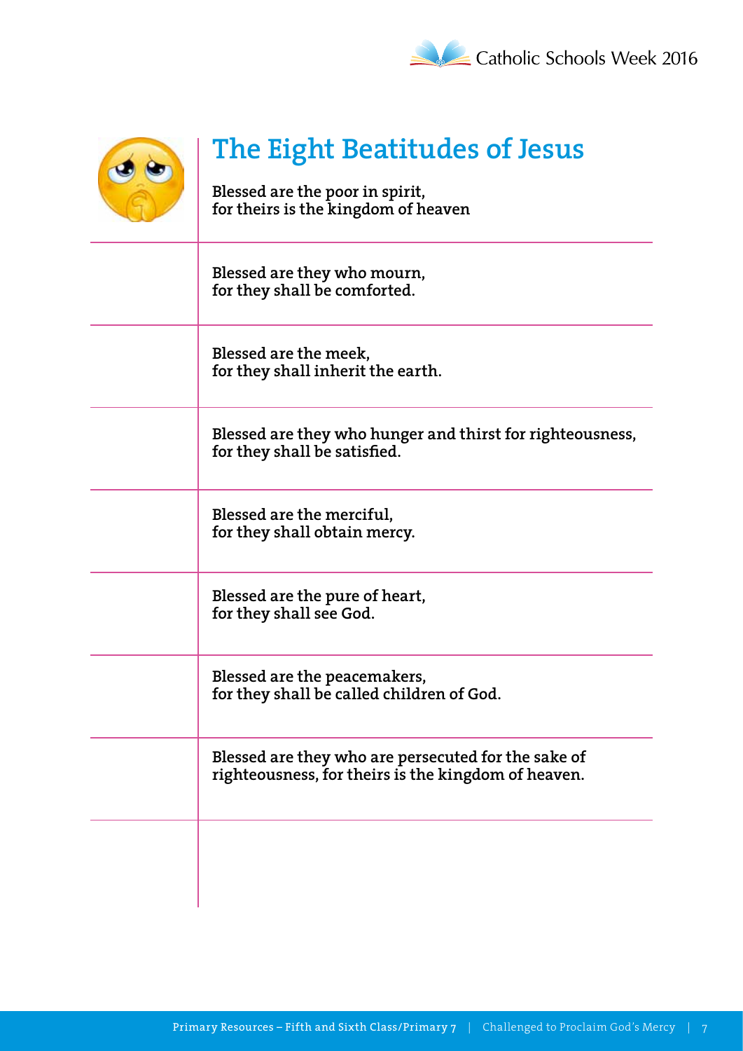# The Eight Beatitudes of Jesus

Blessed are the poor in spirit,
for theirs is the kingdom of heaven

Blessed are they who mourn,
for they shall be comforted.

Blessed are the meek,
for they shall inherit the earth.

Blessed are they who hunger and thirst for righteousness,
for they shall be satisfied.

Blessed are the merciful,
for they shall obtain mercy.

Blessed are the pure of heart,
for they shall see God.

Blessed are the peacemakers,
for they shall be called children of God.

Blessed are they who are persecuted for the sake of
righteousness, for theirs is the kingdom of heaven.